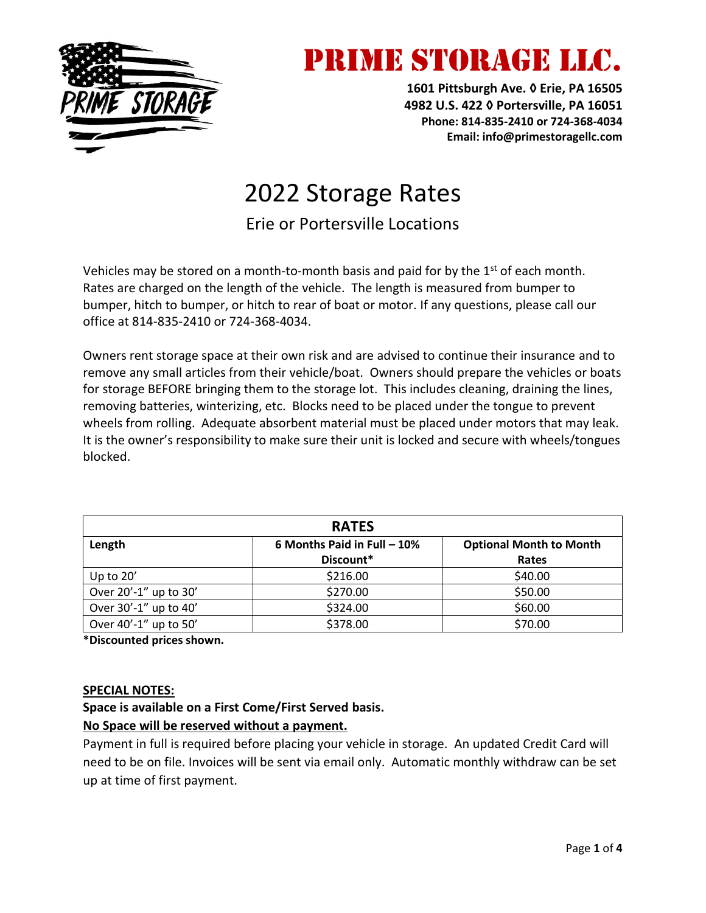# PRIME STORAGE LLC.

**1601 Pittsburgh Ave. ◊ Erie, PA 16505**
**4982 U.S. 422 ◊ Portersville, PA 16051**
**Phone: 814-835-2410 or 724-368-4034**
**Email: info@primestoragellc.com**

## 2022 Storage Rates

### Erie or Portersville Locations

Vehicles may be stored on a month-to-month basis and paid for by the 1st of each month. Rates are charged on the length of the vehicle. The length is measured from bumper to bumper, hitch to bumper, or hitch to rear of boat or motor. If any questions, please call our office at 814-835-2410 or 724-368-4034.

Owners rent storage space at their own risk and are advised to continue their insurance and to remove any small articles from their vehicle/boat. Owners should prepare the vehicles or boats for storage BEFORE bringing them to the storage lot. This includes cleaning, draining the lines, removing batteries, winterizing, etc. Blocks need to be placed under the tongue to prevent wheels from rolling. Adequate absorbent material must be placed under motors that may leak. It is the owner's responsibility to make sure their unit is locked and secure with wheels/tongues blocked.

| RATES | | |
|---|---|---|
| **Length** | **6 Months Paid in Full – 10% Discount*** | **Optional Month to Month Rates** |
| Up to 20' | $216.00 | $40.00 |
| Over 20'-1" up to 30' | $270.00 | $50.00 |
| Over 30'-1" up to 40' | $324.00 | $60.00 |
| Over 40'-1" up to 50' | $378.00 | $70.00 |

***Discounted prices shown.**

**SPECIAL NOTES:**

**Space is available on a First Come/First Served basis.**

**No Space will be reserved without a payment.**

Payment in full is required before placing your vehicle in storage. An updated Credit Card will need to be on file. Invoices will be sent via email only. Automatic monthly withdraw can be set up at time of first payment.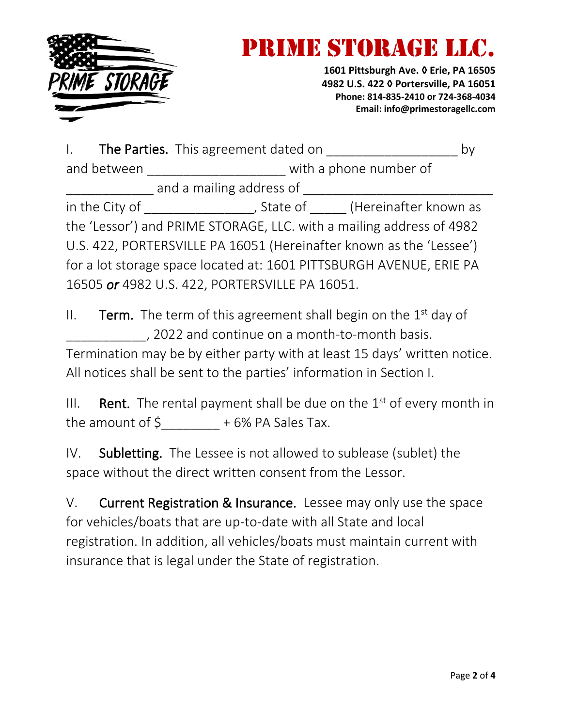# PRIME STORAGE LLC.

**1601 Pittsburgh Ave. ◊ Erie, PA 16505**
**4982 U.S. 422 ◊ Portersville, PA 16051**
**Phone: 814-835-2410 or 724-368-4034**
**Email: info@primestoragellc.com**

I. **The Parties.** This agreement dated on __________________ by and between ___________________ with a phone number of ____________ and a mailing address of __________________________ in the City of _______________, State of _____ (Hereinafter known as the 'Lessor') and PRIME STORAGE, LLC. with a mailing address of 4982 U.S. 422, PORTERSVILLE PA 16051 (Hereinafter known as the 'Lessee') for a lot storage space located at: 1601 PITTSBURGH AVENUE, ERIE PA 16505 ***or*** 4982 U.S. 422, PORTERSVILLE PA 16051.

II. **Term.** The term of this agreement shall begin on the 1st day of ___________, 2022 and continue on a month-to-month basis. Termination may be by either party with at least 15 days' written notice. All notices shall be sent to the parties' information in Section I.

III. **Rent.** The rental payment shall be due on the 1st of every month in the amount of $________ + 6% PA Sales Tax.

IV. **Subletting.** The Lessee is not allowed to sublease (sublet) the space without the direct written consent from the Lessor.

V. **Current Registration & Insurance.** Lessee may only use the space for vehicles/boats that are up-to-date with all State and local registration. In addition, all vehicles/boats must maintain current with insurance that is legal under the State of registration.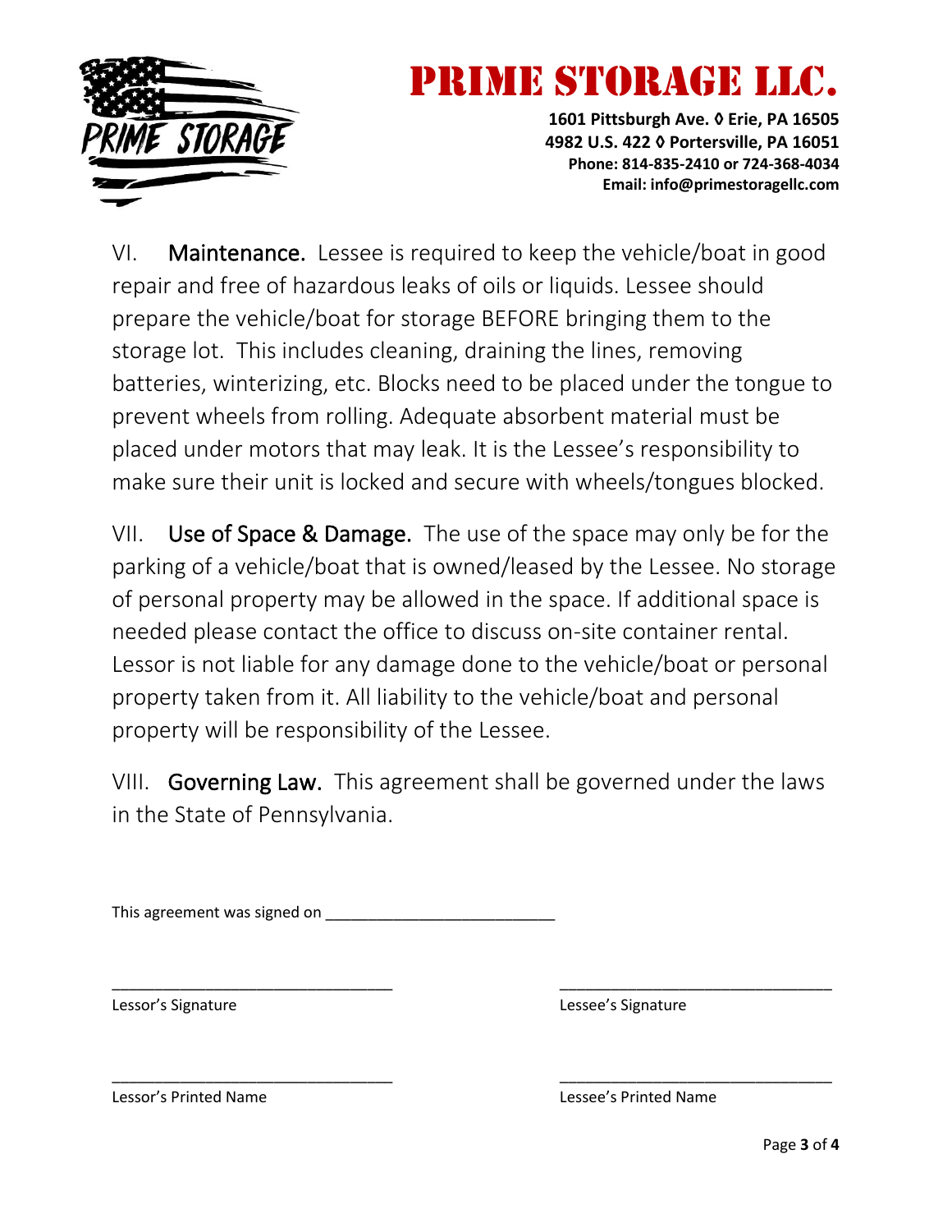# PRIME STORAGE LLC.

**1601 Pittsburgh Ave. ◊ Erie, PA 16505**
**4982 U.S. 422 ◊ Portersville, PA 16051**
**Phone: 814-835-2410 or 724-368-4034**
**Email: info@primestoragellc.com**

VI. Maintenance. Lessee is required to keep the vehicle/boat in good repair and free of hazardous leaks of oils or liquids. Lessee should prepare the vehicle/boat for storage BEFORE bringing them to the storage lot. This includes cleaning, draining the lines, removing batteries, winterizing, etc. Blocks need to be placed under the tongue to prevent wheels from rolling. Adequate absorbent material must be placed under motors that may leak. It is the Lessee's responsibility to make sure their unit is locked and secure with wheels/tongues blocked.

VII. Use of Space & Damage. The use of the space may only be for the parking of a vehicle/boat that is owned/leased by the Lessee. No storage of personal property may be allowed in the space. If additional space is needed please contact the office to discuss on-site container rental. Lessor is not liable for any damage done to the vehicle/boat or personal property taken from it. All liability to the vehicle/boat and personal property will be responsibility of the Lessee.

VIII. Governing Law. This agreement shall be governed under the laws in the State of Pennsylvania.

This agreement was signed on ___________________________

_________________________________ &nbsp;&nbsp;&nbsp;&nbsp; _________________________________
Lessor's Signature &nbsp;&nbsp;&nbsp;&nbsp; Lessee's Signature

_________________________________ &nbsp;&nbsp;&nbsp;&nbsp; _________________________________
Lessor's Printed Name &nbsp;&nbsp;&nbsp;&nbsp; Lessee's Printed Name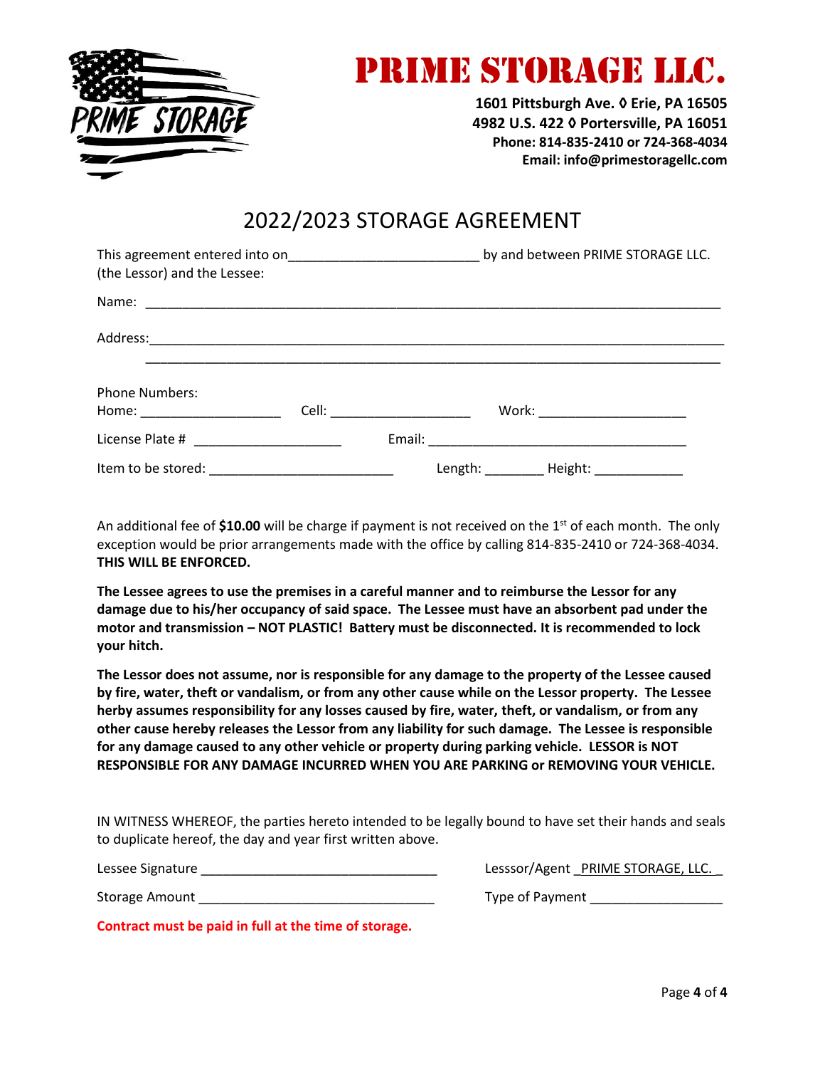# PRIME STORAGE LLC.

**1601 Pittsburgh Ave. ◊ Erie, PA 16505**
**4982 U.S. 422 ◊ Portersville, PA 16051**
**Phone: 814-835-2410 or 724-368-4034**
**Email: info@primestoragellc.com**

## 2022/2023 STORAGE AGREEMENT

This agreement entered into on_________________________ by and between PRIME STORAGE LLC. (the Lessor) and the Lessee:

Name: ______________________________________________________________________________

Address:_____________________________________________________________________________
_____________________________________________________________________________

Phone Numbers:
Home: ___________________ Cell: ___________________ Work: ____________________

License Plate # ___________________ Email: __________________________________

Item to be stored: ________________________ Length: ________ Height: ____________

An additional fee of **$10.00** will be charge if payment is not received on the 1st of each month. The only exception would be prior arrangements made with the office by calling 814-835-2410 or 724-368-4034. **THIS WILL BE ENFORCED.**

**The Lessee agrees to use the premises in a careful manner and to reimburse the Lessor for any damage due to his/her occupancy of said space. The Lessee must have an absorbent pad under the motor and transmission – NOT PLASTIC! Battery must be disconnected. It is recommended to lock your hitch.**

**The Lessor does not assume, nor is responsible for any damage to the property of the Lessee caused by fire, water, theft or vandalism, or from any other cause while on the Lessor property. The Lessee herby assumes responsibility for any losses caused by fire, water, theft, or vandalism, or from any other cause hereby releases the Lessor from any liability for such damage. The Lessee is responsible for any damage caused to any other vehicle or property during parking vehicle. LESSOR is NOT RESPONSIBLE FOR ANY DAMAGE INCURRED WHEN YOU ARE PARKING or REMOVING YOUR VEHICLE.**

IN WITNESS WHEREOF, the parties hereto intended to be legally bound to have set their hands and seals to duplicate hereof, the day and year first written above.

Lessee Signature ________________________________ Lesssor/Agent _PRIME STORAGE, LLC._

Storage Amount ________________________________ Type of Payment __________________

**Contract must be paid in full at the time of storage.**